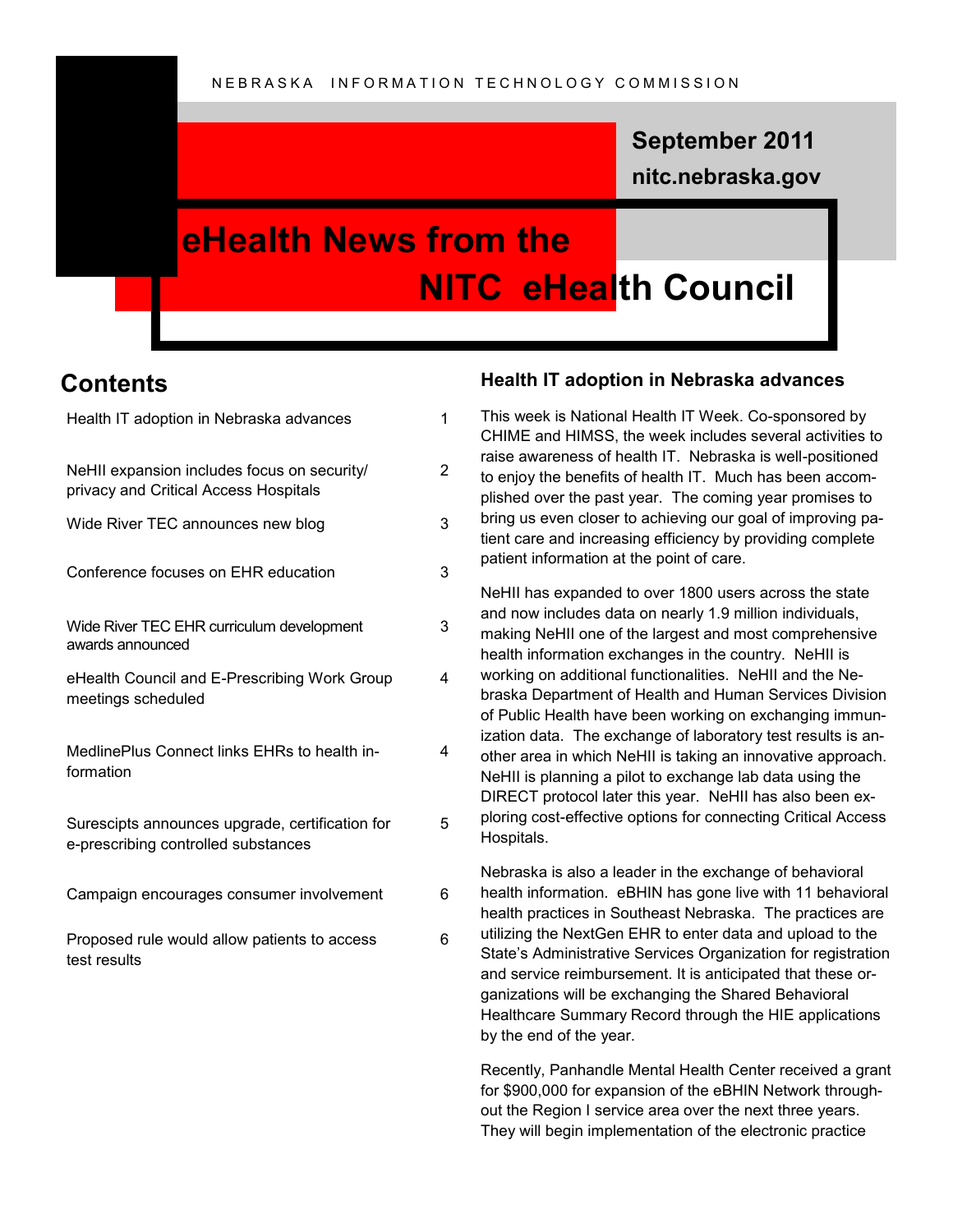NEBRASKA INFORMATION TECHNOLOGY COMMISSION

**September 2011**

**nitc.nebraska.gov**

# eHealth News from the NITC eHealth Council

## Contents

| | |
|---|---|
| Health IT adoption in Nebraska advances | 1 |
| NeHII expansion includes focus on security/ privacy and Critical Access Hospitals | 2 |
| Wide River TEC announces new blog | 3 |
| Conference focuses on EHR education | 3 |
| Wide River TEC EHR curriculum development awards announced | 3 |
| eHealth Council and E-Prescribing Work Group meetings scheduled | 4 |
| MedlinePlus Connect links EHRs to health information | 4 |
| Surescipts announces upgrade, certification for e-prescribing controlled substances | 5 |
| Campaign encourages consumer involvement | 6 |
| Proposed rule would allow patients to access test results | 6 |

### Health IT adoption in Nebraska advances

This week is National Health IT Week. Co-sponsored by CHIME and HIMSS, the week includes several activities to raise awareness of health IT. Nebraska is well-positioned to enjoy the benefits of health IT. Much has been accomplished over the past year. The coming year promises to bring us even closer to achieving our goal of improving patient care and increasing efficiency by providing complete patient information at the point of care.

NeHII has expanded to over 1800 users across the state and now includes data on nearly 1.9 million individuals, making NeHII one of the largest and most comprehensive health information exchanges in the country. NeHII is working on additional functionalities. NeHII and the Nebraska Department of Health and Human Services Division of Public Health have been working on exchanging immunization data. The exchange of laboratory test results is another area in which NeHII is taking an innovative approach. NeHII is planning a pilot to exchange lab data using the DIRECT protocol later this year. NeHII has also been exploring cost-effective options for connecting Critical Access Hospitals.

Nebraska is also a leader in the exchange of behavioral health information. eBHIN has gone live with 11 behavioral health practices in Southeast Nebraska. The practices are utilizing the NextGen EHR to enter data and upload to the State's Administrative Services Organization for registration and service reimbursement. It is anticipated that these organizations will be exchanging the Shared Behavioral Healthcare Summary Record through the HIE applications by the end of the year.

Recently, Panhandle Mental Health Center received a grant for $900,000 for expansion of the eBHIN Network throughout the Region I service area over the next three years. They will begin implementation of the electronic practice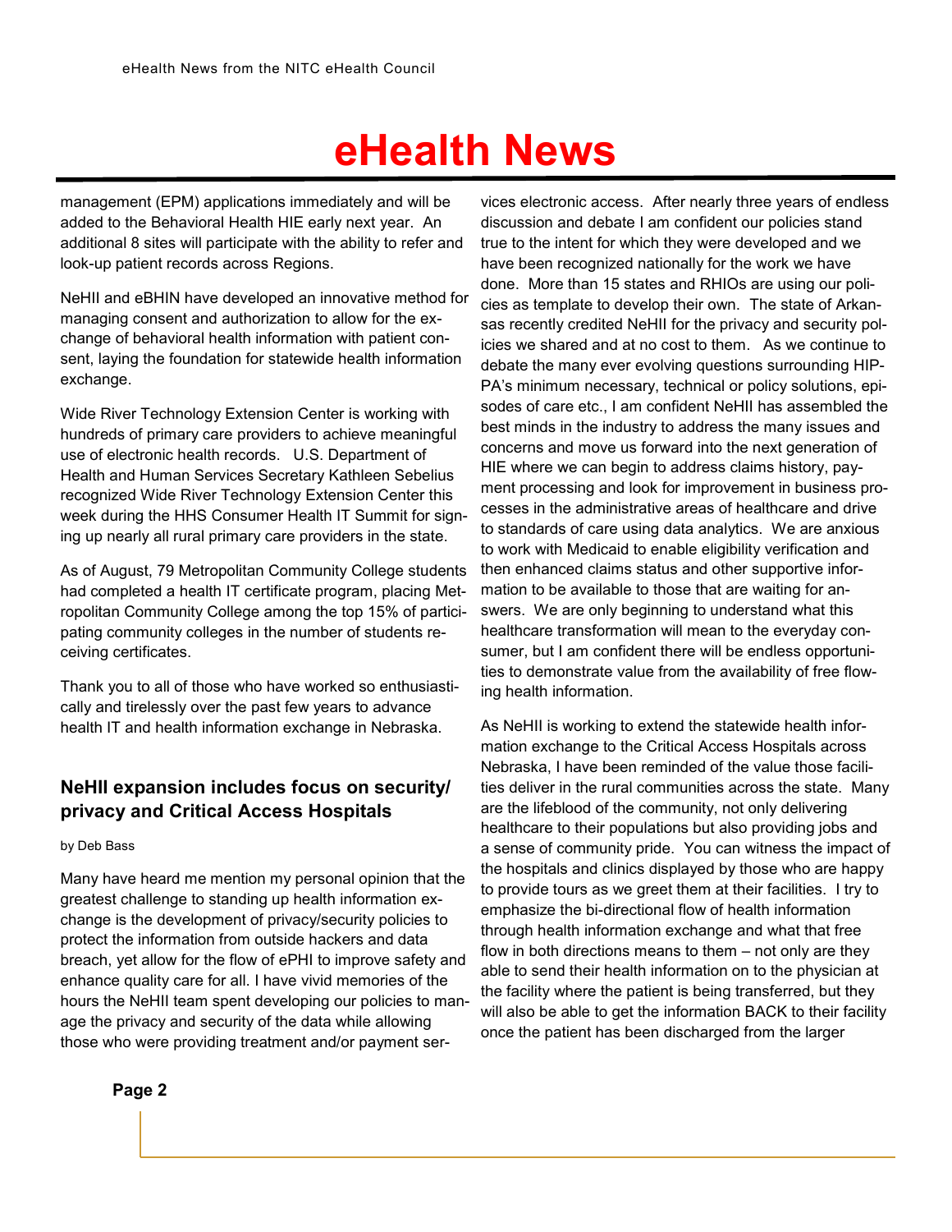management (EPM) applications immediately and will be added to the Behavioral Health HIE early next year. An additional 8 sites will participate with the ability to refer and look-up patient records across Regions.

NeHII and eBHIN have developed an innovative method for managing consent and authorization to allow for the exchange of behavioral health information with patient consent, laying the foundation for statewide health information exchange.

Wide River Technology Extension Center is working with hundreds of primary care providers to achieve meaningful use of electronic health records. U.S. Department of Health and Human Services Secretary Kathleen Sebelius recognized Wide River Technology Extension Center this week during the HHS Consumer Health IT Summit for signing up nearly all rural primary care providers in the state.

As of August, 79 Metropolitan Community College students had completed a health IT certificate program, placing Metropolitan Community College among the top 15% of participating community colleges in the number of students receiving certificates.

Thank you to all of those who have worked so enthusiastically and tirelessly over the past few years to advance health IT and health information exchange in Nebraska.

## NeHII expansion includes focus on security/privacy and Critical Access Hospitals

by Deb Bass

Many have heard me mention my personal opinion that the greatest challenge to standing up health information exchange is the development of privacy/security policies to protect the information from outside hackers and data breach, yet allow for the flow of ePHI to improve safety and enhance quality care for all. I have vivid memories of the hours the NeHII team spent developing our policies to manage the privacy and security of the data while allowing those who were providing treatment and/or payment services electronic access. After nearly three years of endless discussion and debate I am confident our policies stand true to the intent for which they were developed and we have been recognized nationally for the work we have done. More than 15 states and RHIOs are using our policies as template to develop their own. The state of Arkansas recently credited NeHII for the privacy and security policies we shared and at no cost to them. As we continue to debate the many ever evolving questions surrounding HIPPA's minimum necessary, technical or policy solutions, episodes of care etc., I am confident NeHII has assembled the best minds in the industry to address the many issues and concerns and move us forward into the next generation of HIE where we can begin to address claims history, payment processing and look for improvement in business processes in the administrative areas of healthcare and drive to standards of care using data analytics. We are anxious to work with Medicaid to enable eligibility verification and then enhanced claims status and other supportive information to be available to those that are waiting for answers. We are only beginning to understand what this healthcare transformation will mean to the everyday consumer, but I am confident there will be endless opportunities to demonstrate value from the availability of free flowing health information.

As NeHII is working to extend the statewide health information exchange to the Critical Access Hospitals across Nebraska, I have been reminded of the value those facilities deliver in the rural communities across the state. Many are the lifeblood of the community, not only delivering healthcare to their populations but also providing jobs and a sense of community pride. You can witness the impact of the hospitals and clinics displayed by those who are happy to provide tours as we greet them at their facilities. I try to emphasize the bi-directional flow of health information through health information exchange and what that free flow in both directions means to them – not only are they able to send their health information on to the physician at the facility where the patient is being transferred, but they will also be able to get the information BACK to their facility once the patient has been discharged from the larger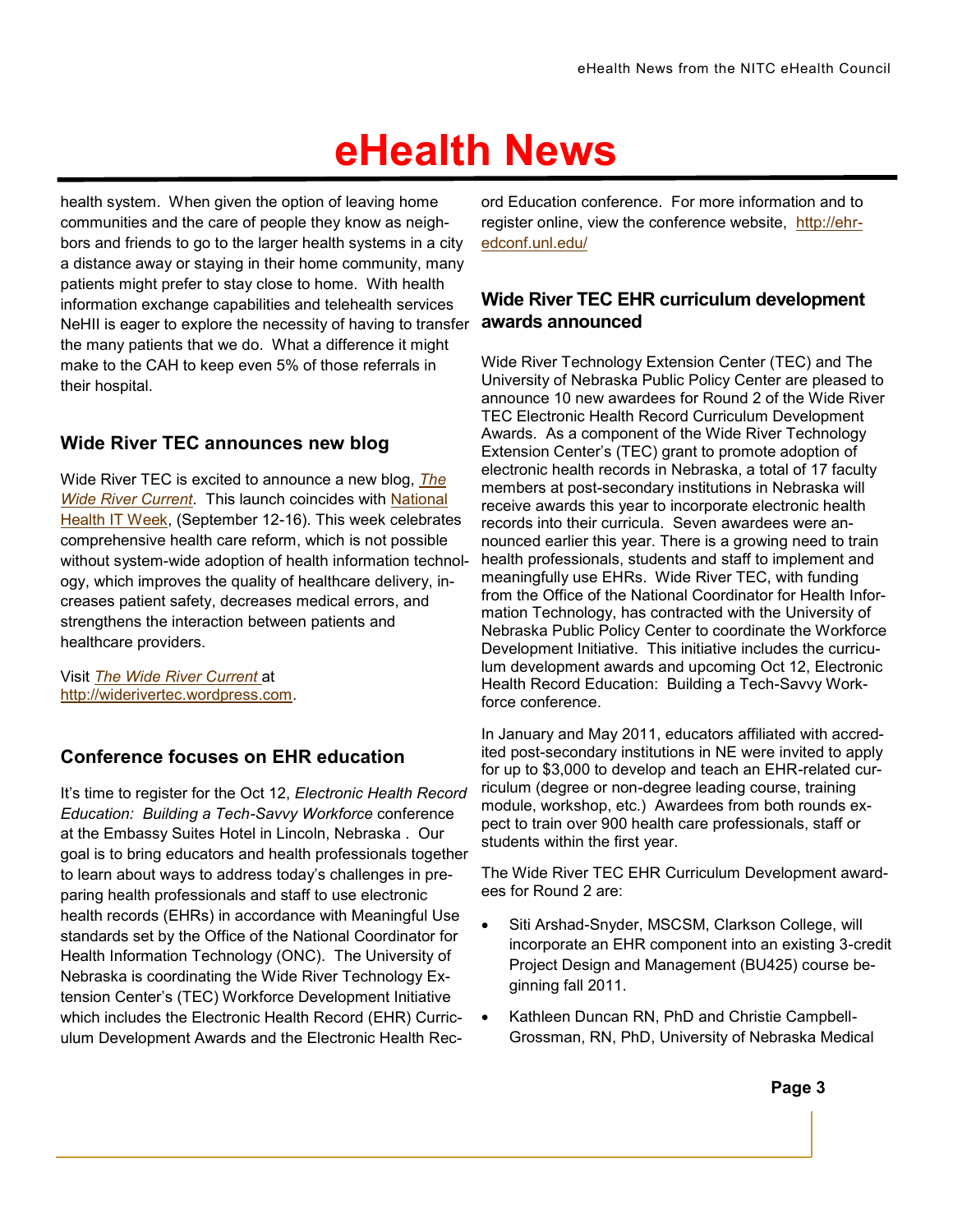# eHealth News

health system. When given the option of leaving home communities and the care of people they know as neighbors and friends to go to the larger health systems in a city a distance away or staying in their home community, many patients might prefer to stay close to home. With health information exchange capabilities and telehealth services NeHII is eager to explore the necessity of having to transfer the many patients that we do. What a difference it might make to the CAH to keep even 5% of those referrals in their hospital.

## Wide River TEC announces new blog

Wide River TEC is excited to announce a new blog, *The Wide River Current*. This launch coincides with National Health IT Week, (September 12-16). This week celebrates comprehensive health care reform, which is not possible without system-wide adoption of health information technology, which improves the quality of healthcare delivery, increases patient safety, decreases medical errors, and strengthens the interaction between patients and healthcare providers.

Visit *The Wide River Current* at http://widerivertec.wordpress.com.

## Conference focuses on EHR education

It's time to register for the Oct 12, *Electronic Health Record Education: Building a Tech-Savvy Workforce* conference at the Embassy Suites Hotel in Lincoln, Nebraska . Our goal is to bring educators and health professionals together to learn about ways to address today's challenges in preparing health professionals and staff to use electronic health records (EHRs) in accordance with Meaningful Use standards set by the Office of the National Coordinator for Health Information Technology (ONC). The University of Nebraska is coordinating the Wide River Technology Extension Center's (TEC) Workforce Development Initiative which includes the Electronic Health Record (EHR) Curriculum Development Awards and the Electronic Health Record Education conference. For more information and to register online, view the conference website, http://ehr-edconf.unl.edu/

## Wide River TEC EHR curriculum development awards announced

Wide River Technology Extension Center (TEC) and The University of Nebraska Public Policy Center are pleased to announce 10 new awardees for Round 2 of the Wide River TEC Electronic Health Record Curriculum Development Awards. As a component of the Wide River Technology Extension Center's (TEC) grant to promote adoption of electronic health records in Nebraska, a total of 17 faculty members at post-secondary institutions in Nebraska will receive awards this year to incorporate electronic health records into their curricula. Seven awardees were announced earlier this year. There is a growing need to train health professionals, students and staff to implement and meaningfully use EHRs. Wide River TEC, with funding from the Office of the National Coordinator for Health Information Technology, has contracted with the University of Nebraska Public Policy Center to coordinate the Workforce Development Initiative. This initiative includes the curriculum development awards and upcoming Oct 12, Electronic Health Record Education: Building a Tech-Savvy Workforce conference.

In January and May 2011, educators affiliated with accredited post-secondary institutions in NE were invited to apply for up to $3,000 to develop and teach an EHR-related curriculum (degree or non-degree leading course, training module, workshop, etc.) Awardees from both rounds expect to train over 900 health care professionals, staff or students within the first year.

The Wide River TEC EHR Curriculum Development awardees for Round 2 are:

- Siti Arshad-Snyder, MSCSM, Clarkson College, will incorporate an EHR component into an existing 3-credit Project Design and Management (BU425) course beginning fall 2011.
- Kathleen Duncan RN, PhD and Christie Campbell-Grossman, RN, PhD, University of Nebraska Medical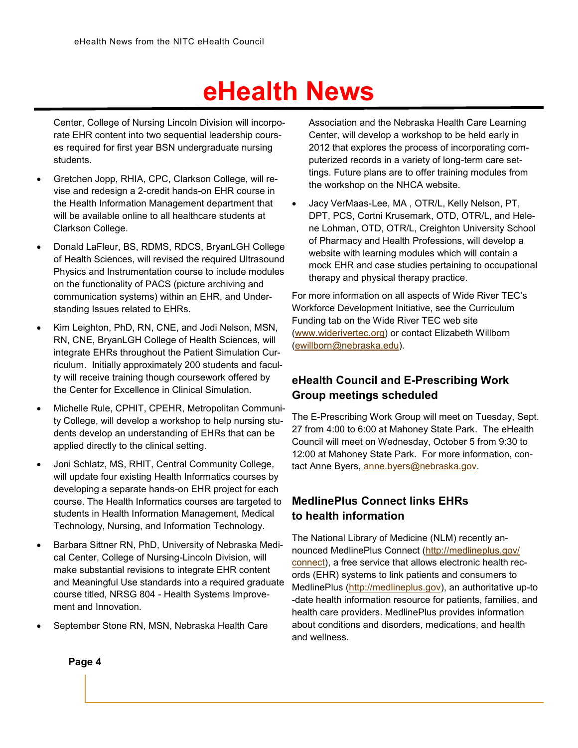# eHealth News

Center, College of Nursing Lincoln Division will incorporate EHR content into two sequential leadership courses required for first year BSN undergraduate nursing students.

- Gretchen Jopp, RHIA, CPC, Clarkson College, will revise and redesign a 2-credit hands-on EHR course in the Health Information Management department that will be available online to all healthcare students at Clarkson College.
- Donald LaFleur, BS, RDMS, RDCS, BryanLGH College of Health Sciences, will revised the required Ultrasound Physics and Instrumentation course to include modules on the functionality of PACS (picture archiving and communication systems) within an EHR, and Understanding Issues related to EHRs.
- Kim Leighton, PhD, RN, CNE, and Jodi Nelson, MSN, RN, CNE, BryanLGH College of Health Sciences, will integrate EHRs throughout the Patient Simulation Curriculum. Initially approximately 200 students and faculty will receive training though coursework offered by the Center for Excellence in Clinical Simulation.
- Michelle Rule, CPHIT, CPEHR, Metropolitan Community College, will develop a workshop to help nursing students develop an understanding of EHRs that can be applied directly to the clinical setting.
- Joni Schlatz, MS, RHIT, Central Community College, will update four existing Health Informatics courses by developing a separate hands-on EHR project for each course. The Health Informatics courses are targeted to students in Health Information Management, Medical Technology, Nursing, and Information Technology.
- Barbara Sittner RN, PhD, University of Nebraska Medical Center, College of Nursing-Lincoln Division, will make substantial revisions to integrate EHR content and Meaningful Use standards into a required graduate course titled, NRSG 804 - Health Systems Improvement and Innovation.
- September Stone RN, MSN, Nebraska Health Care Association and the Nebraska Health Care Learning Center, will develop a workshop to be held early in 2012 that explores the process of incorporating computerized records in a variety of long-term care settings. Future plans are to offer training modules from the workshop on the NHCA website.
- Jacy VerMaas-Lee, MA , OTR/L, Kelly Nelson, PT, DPT, PCS, Cortni Krusemark, OTD, OTR/L, and Helene Lohman, OTD, OTR/L, Creighton University School of Pharmacy and Health Professions, will develop a website with learning modules which will contain a mock EHR and case studies pertaining to occupational therapy and physical therapy practice.

For more information on all aspects of Wide River TEC's Workforce Development Initiative, see the Curriculum Funding tab on the Wide River TEC web site (www.widerivertec.org) or contact Elizabeth Willborn (ewillborn@nebraska.edu).

### eHealth Council and E-Prescribing Work Group meetings scheduled

The E-Prescribing Work Group will meet on Tuesday, Sept. 27 from 4:00 to 6:00 at Mahoney State Park. The eHealth Council will meet on Wednesday, October 5 from 9:30 to 12:00 at Mahoney State Park. For more information, contact Anne Byers, anne.byers@nebraska.gov.

### MedlinePlus Connect links EHRs to health information

The National Library of Medicine (NLM) recently announced MedlinePlus Connect (http://medlineplus.gov/connect), a free service that allows electronic health records (EHR) systems to link patients and consumers to MedlinePlus (http://medlineplus.gov), an authoritative up-to-date health information resource for patients, families, and health care providers. MedlinePlus provides information about conditions and disorders, medications, and health and wellness.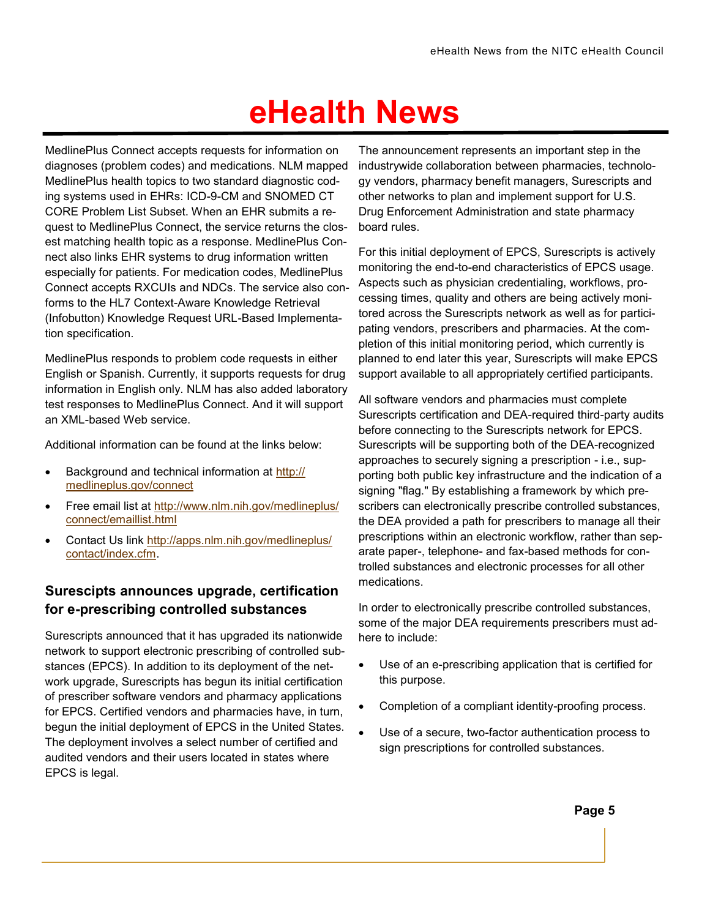MedlinePlus Connect accepts requests for information on diagnoses (problem codes) and medications. NLM mapped MedlinePlus health topics to two standard diagnostic coding systems used in EHRs: ICD-9-CM and SNOMED CT CORE Problem List Subset. When an EHR submits a request to MedlinePlus Connect, the service returns the closest matching health topic as a response. MedlinePlus Connect also links EHR systems to drug information written especially for patients. For medication codes, MedlinePlus Connect accepts RXCUIs and NDCs. The service also conforms to the HL7 Context-Aware Knowledge Retrieval (Infobutton) Knowledge Request URL-Based Implementation specification.

MedlinePlus responds to problem code requests in either English or Spanish. Currently, it supports requests for drug information in English only. NLM has also added laboratory test responses to MedlinePlus Connect. And it will support an XML-based Web service.

Additional information can be found at the links below:

- Background and technical information at http://medlineplus.gov/connect
- Free email list at http://www.nlm.nih.gov/medlineplus/connect/emaillist.html
- Contact Us link http://apps.nlm.nih.gov/medlineplus/contact/index.cfm.

## Surescipts announces upgrade, certification for e-prescribing controlled substances

Surescripts announced that it has upgraded its nationwide network to support electronic prescribing of controlled substances (EPCS). In addition to its deployment of the network upgrade, Surescripts has begun its initial certification of prescriber software vendors and pharmacy applications for EPCS. Certified vendors and pharmacies have, in turn, begun the initial deployment of EPCS in the United States. The deployment involves a select number of certified and audited vendors and their users located in states where EPCS is legal.

The announcement represents an important step in the industrywide collaboration between pharmacies, technology vendors, pharmacy benefit managers, Surescripts and other networks to plan and implement support for U.S. Drug Enforcement Administration and state pharmacy board rules.

For this initial deployment of EPCS, Surescripts is actively monitoring the end-to-end characteristics of EPCS usage. Aspects such as physician credentialing, workflows, processing times, quality and others are being actively monitored across the Surescripts network as well as for participating vendors, prescribers and pharmacies. At the completion of this initial monitoring period, which currently is planned to end later this year, Surescripts will make EPCS support available to all appropriately certified participants.

All software vendors and pharmacies must complete Surescripts certification and DEA-required third-party audits before connecting to the Surescripts network for EPCS. Surescripts will be supporting both of the DEA-recognized approaches to securely signing a prescription - i.e., supporting both public key infrastructure and the indication of a signing "flag." By establishing a framework by which prescribers can electronically prescribe controlled substances, the DEA provided a path for prescribers to manage all their prescriptions within an electronic workflow, rather than separate paper-, telephone- and fax-based methods for controlled substances and electronic processes for all other medications.

In order to electronically prescribe controlled substances, some of the major DEA requirements prescribers must adhere to include:

- Use of an e-prescribing application that is certified for this purpose.
- Completion of a compliant identity-proofing process.
- Use of a secure, two-factor authentication process to sign prescriptions for controlled substances.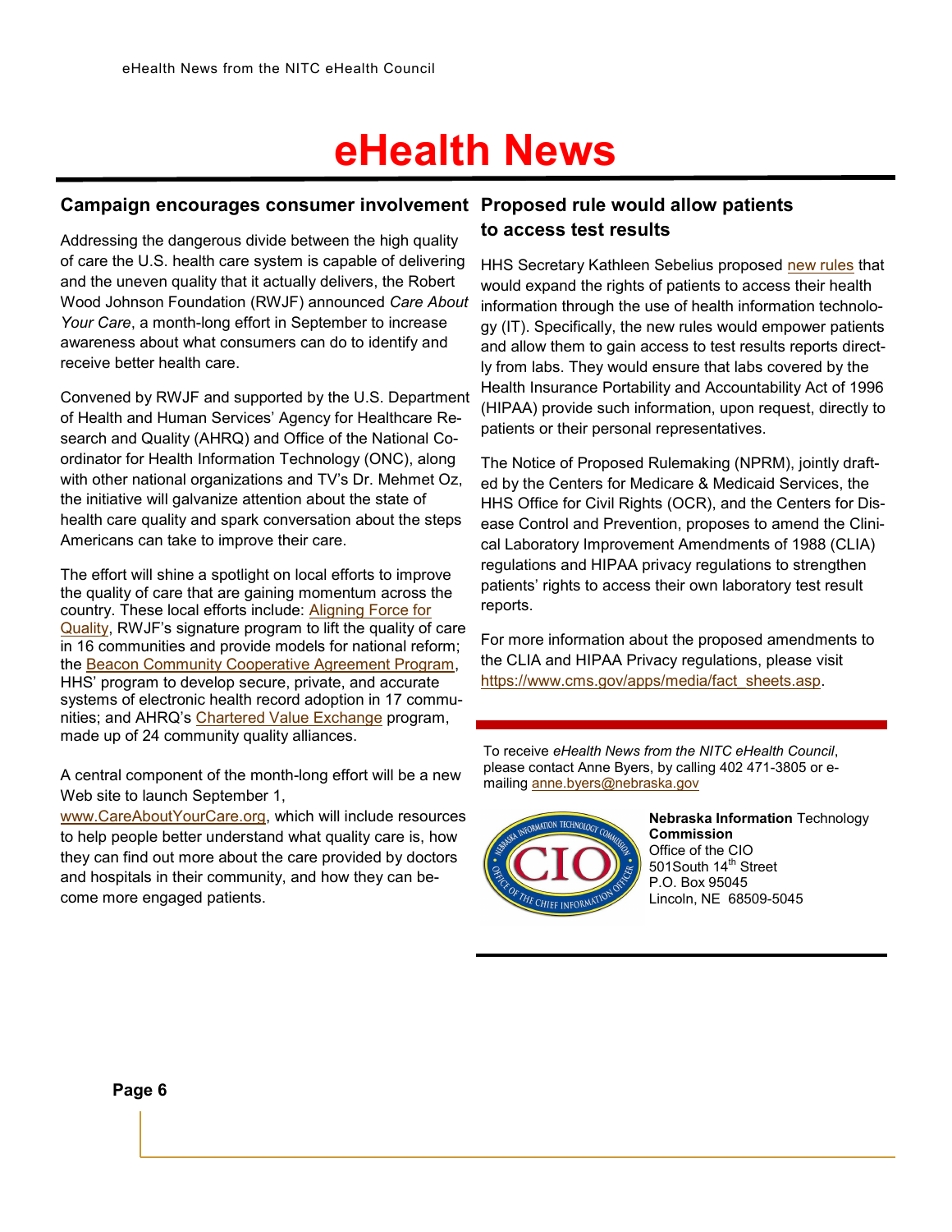# eHealth News

## Campaign encourages consumer involvement

Addressing the dangerous divide between the high quality of care the U.S. health care system is capable of delivering and the uneven quality that it actually delivers, the Robert Wood Johnson Foundation (RWJF) announced *Care About Your Care*, a month-long effort in September to increase awareness about what consumers can do to identify and receive better health care.

Convened by RWJF and supported by the U.S. Department of Health and Human Services' Agency for Healthcare Research and Quality (AHRQ) and Office of the National Coordinator for Health Information Technology (ONC), along with other national organizations and TV's Dr. Mehmet Oz, the initiative will galvanize attention about the state of health care quality and spark conversation about the steps Americans can take to improve their care.

The effort will shine a spotlight on local efforts to improve the quality of care that are gaining momentum across the country. These local efforts include: Aligning Force for Quality, RWJF's signature program to lift the quality of care in 16 communities and provide models for national reform; the Beacon Community Cooperative Agreement Program, HHS' program to develop secure, private, and accurate systems of electronic health record adoption in 17 communities; and AHRQ's Chartered Value Exchange program, made up of 24 community quality alliances.

A central component of the month-long effort will be a new Web site to launch September 1, www.CareAboutYourCare.org, which will include resources to help people better understand what quality care is, how they can find out more about the care provided by doctors and hospitals in their community, and how they can become more engaged patients.

## Proposed rule would allow patients to access test results

HHS Secretary Kathleen Sebelius proposed new rules that would expand the rights of patients to access their health information through the use of health information technology (IT). Specifically, the new rules would empower patients and allow them to gain access to test results reports directly from labs. They would ensure that labs covered by the Health Insurance Portability and Accountability Act of 1996 (HIPAA) provide such information, upon request, directly to patients or their personal representatives.

The Notice of Proposed Rulemaking (NPRM), jointly drafted by the Centers for Medicare & Medicaid Services, the HHS Office for Civil Rights (OCR), and the Centers for Disease Control and Prevention, proposes to amend the Clinical Laboratory Improvement Amendments of 1988 (CLIA) regulations and HIPAA privacy regulations to strengthen patients' rights to access their own laboratory test result reports.

For more information about the proposed amendments to the CLIA and HIPAA Privacy regulations, please visit https://www.cms.gov/apps/media/fact_sheets.asp.

---

To receive *eHealth News from the NITC eHealth Council*, please contact Anne Byers, by calling 402 471-3805 or e-mailing anne.byers@nebraska.gov

**Nebraska Information** Technology **Commission**
Office of the CIO
501South 14th Street
P.O. Box 95045
Lincoln, NE 68509-5045